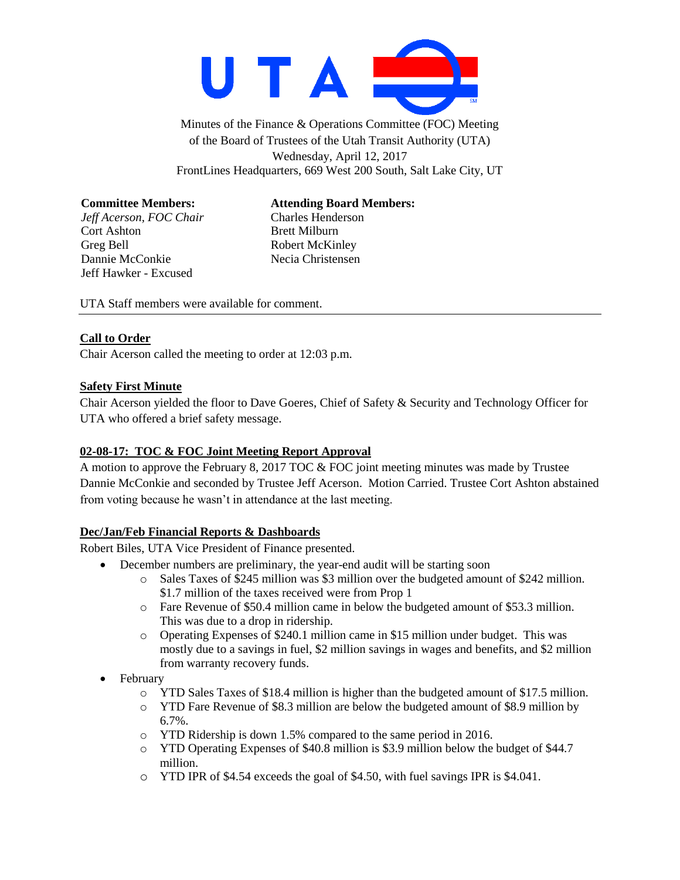Minutes of the Finance & Operations Committee (FOC) Meeting
of the Board of Trustees of the Utah Transit Authority (UTA)
Wednesday, April 12, 2017
FrontLines Headquarters, 669 West 200 South, Salt Lake City, UT

**Committee Members:**
*Jeff Acerson, FOC Chair*
Cort Ashton
Greg Bell
Dannie McConkie
Jeff Hawker - Excused

**Attending Board Members:**
Charles Henderson
Brett Milburn
Robert McKinley
Necia Christensen

UTA Staff members were available for comment.

---

**Call to Order**

Chair Acerson called the meeting to order at 12:03 p.m.

**Safety First Minute**

Chair Acerson yielded the floor to Dave Goeres, Chief of Safety & Security and Technology Officer for UTA who offered a brief safety message.

**02-08-17: TOC & FOC Joint Meeting Report Approval**

A motion to approve the February 8, 2017 TOC & FOC joint meeting minutes was made by Trustee Dannie McConkie and seconded by Trustee Jeff Acerson. Motion Carried. Trustee Cort Ashton abstained from voting because he wasn't in attendance at the last meeting.

**Dec/Jan/Feb Financial Reports & Dashboards**

Robert Biles, UTA Vice President of Finance presented.

- December numbers are preliminary, the year-end audit will be starting soon
  - Sales Taxes of $245 million was $3 million over the budgeted amount of $242 million. $1.7 million of the taxes received were from Prop 1
  - Fare Revenue of $50.4 million came in below the budgeted amount of $53.3 million. This was due to a drop in ridership.
  - Operating Expenses of $240.1 million came in $15 million under budget. This was mostly due to a savings in fuel, $2 million savings in wages and benefits, and $2 million from warranty recovery funds.
- February
  - YTD Sales Taxes of $18.4 million is higher than the budgeted amount of $17.5 million.
  - YTD Fare Revenue of $8.3 million are below the budgeted amount of $8.9 million by 6.7%.
  - YTD Ridership is down 1.5% compared to the same period in 2016.
  - YTD Operating Expenses of $40.8 million is $3.9 million below the budget of $44.7 million.
  - YTD IPR of $4.54 exceeds the goal of $4.50, with fuel savings IPR is $4.041.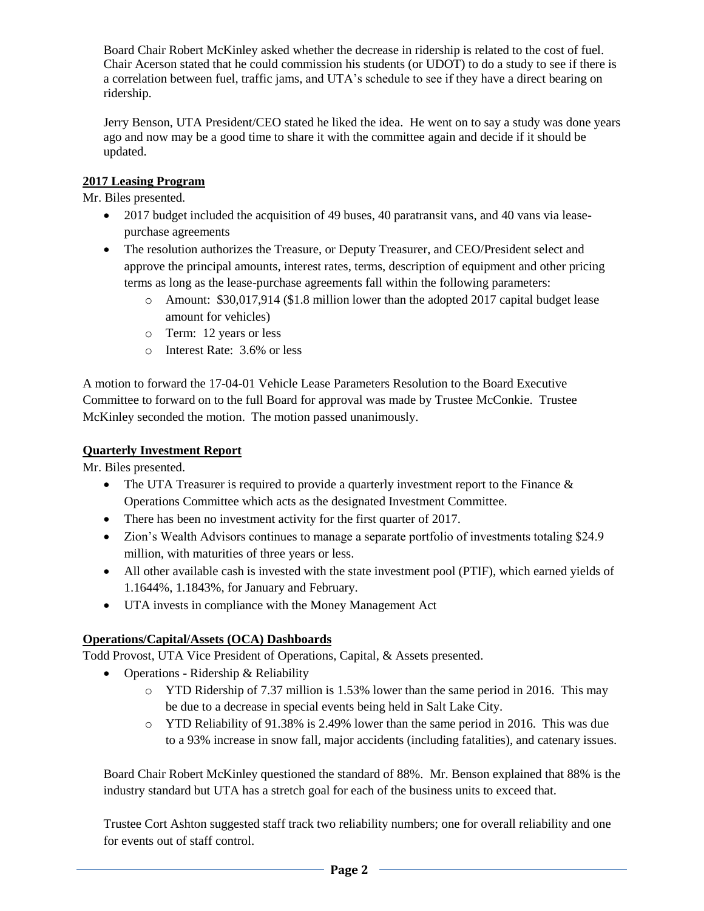Board Chair Robert McKinley asked whether the decrease in ridership is related to the cost of fuel. Chair Acerson stated that he could commission his students (or UDOT) to do a study to see if there is a correlation between fuel, traffic jams, and UTA's schedule to see if they have a direct bearing on ridership.

Jerry Benson, UTA President/CEO stated he liked the idea. He went on to say a study was done years ago and now may be a good time to share it with the committee again and decide if it should be updated.

**2017 Leasing Program**

Mr. Biles presented.

- 2017 budget included the acquisition of 49 buses, 40 paratransit vans, and 40 vans via lease-purchase agreements
- The resolution authorizes the Treasure, or Deputy Treasurer, and CEO/President select and approve the principal amounts, interest rates, terms, description of equipment and other pricing terms as long as the lease-purchase agreements fall within the following parameters:
  - Amount: $30,017,914 ($1.8 million lower than the adopted 2017 capital budget lease amount for vehicles)
  - Term: 12 years or less
  - Interest Rate: 3.6% or less

A motion to forward the 17-04-01 Vehicle Lease Parameters Resolution to the Board Executive Committee to forward on to the full Board for approval was made by Trustee McConkie. Trustee McKinley seconded the motion. The motion passed unanimously.

**Quarterly Investment Report**

Mr. Biles presented.

- The UTA Treasurer is required to provide a quarterly investment report to the Finance & Operations Committee which acts as the designated Investment Committee.
- There has been no investment activity for the first quarter of 2017.
- Zion's Wealth Advisors continues to manage a separate portfolio of investments totaling $24.9 million, with maturities of three years or less.
- All other available cash is invested with the state investment pool (PTIF), which earned yields of 1.1644%, 1.1843%, for January and February.
- UTA invests in compliance with the Money Management Act

**Operations/Capital/Assets (OCA) Dashboards**

Todd Provost, UTA Vice President of Operations, Capital, & Assets presented.

- Operations - Ridership & Reliability
  - YTD Ridership of 7.37 million is 1.53% lower than the same period in 2016. This may be due to a decrease in special events being held in Salt Lake City.
  - YTD Reliability of 91.38% is 2.49% lower than the same period in 2016. This was due to a 93% increase in snow fall, major accidents (including fatalities), and catenary issues.

Board Chair Robert McKinley questioned the standard of 88%. Mr. Benson explained that 88% is the industry standard but UTA has a stretch goal for each of the business units to exceed that.

Trustee Cort Ashton suggested staff track two reliability numbers; one for overall reliability and one for events out of staff control.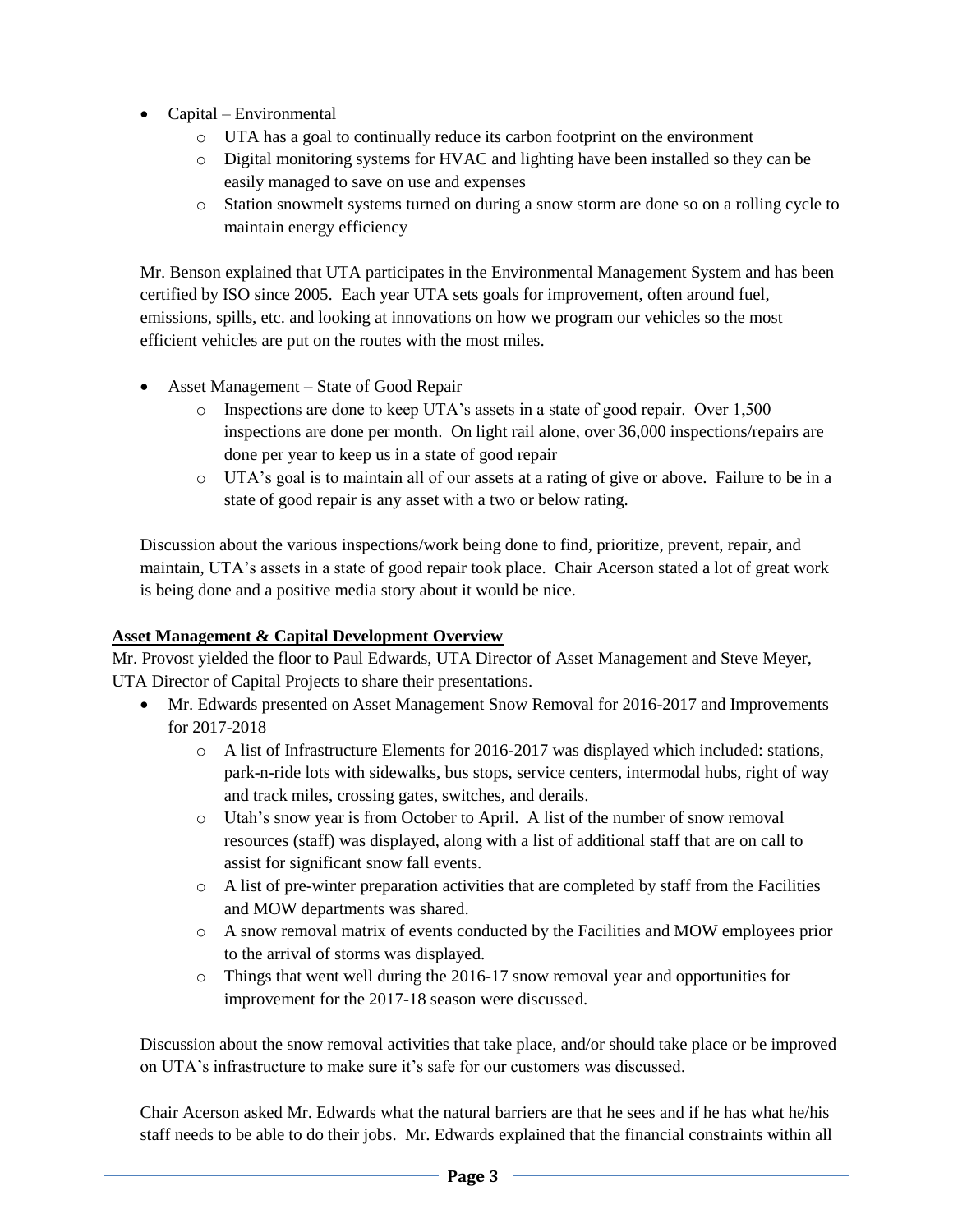- Capital – Environmental
  - UTA has a goal to continually reduce its carbon footprint on the environment
  - Digital monitoring systems for HVAC and lighting have been installed so they can be easily managed to save on use and expenses
  - Station snowmelt systems turned on during a snow storm are done so on a rolling cycle to maintain energy efficiency

Mr. Benson explained that UTA participates in the Environmental Management System and has been certified by ISO since 2005. Each year UTA sets goals for improvement, often around fuel, emissions, spills, etc. and looking at innovations on how we program our vehicles so the most efficient vehicles are put on the routes with the most miles.

- Asset Management – State of Good Repair
  - Inspections are done to keep UTA's assets in a state of good repair. Over 1,500 inspections are done per month. On light rail alone, over 36,000 inspections/repairs are done per year to keep us in a state of good repair
  - UTA's goal is to maintain all of our assets at a rating of give or above. Failure to be in a state of good repair is any asset with a two or below rating.

Discussion about the various inspections/work being done to find, prioritize, prevent, repair, and maintain, UTA's assets in a state of good repair took place. Chair Acerson stated a lot of great work is being done and a positive media story about it would be nice.

**Asset Management & Capital Development Overview**

Mr. Provost yielded the floor to Paul Edwards, UTA Director of Asset Management and Steve Meyer, UTA Director of Capital Projects to share their presentations.

- Mr. Edwards presented on Asset Management Snow Removal for 2016-2017 and Improvements for 2017-2018
  - A list of Infrastructure Elements for 2016-2017 was displayed which included: stations, park-n-ride lots with sidewalks, bus stops, service centers, intermodal hubs, right of way and track miles, crossing gates, switches, and derails.
  - Utah's snow year is from October to April. A list of the number of snow removal resources (staff) was displayed, along with a list of additional staff that are on call to assist for significant snow fall events.
  - A list of pre-winter preparation activities that are completed by staff from the Facilities and MOW departments was shared.
  - A snow removal matrix of events conducted by the Facilities and MOW employees prior to the arrival of storms was displayed.
  - Things that went well during the 2016-17 snow removal year and opportunities for improvement for the 2017-18 season were discussed.

Discussion about the snow removal activities that take place, and/or should take place or be improved on UTA's infrastructure to make sure it's safe for our customers was discussed.

Chair Acerson asked Mr. Edwards what the natural barriers are that he sees and if he has what he/his staff needs to be able to do their jobs. Mr. Edwards explained that the financial constraints within all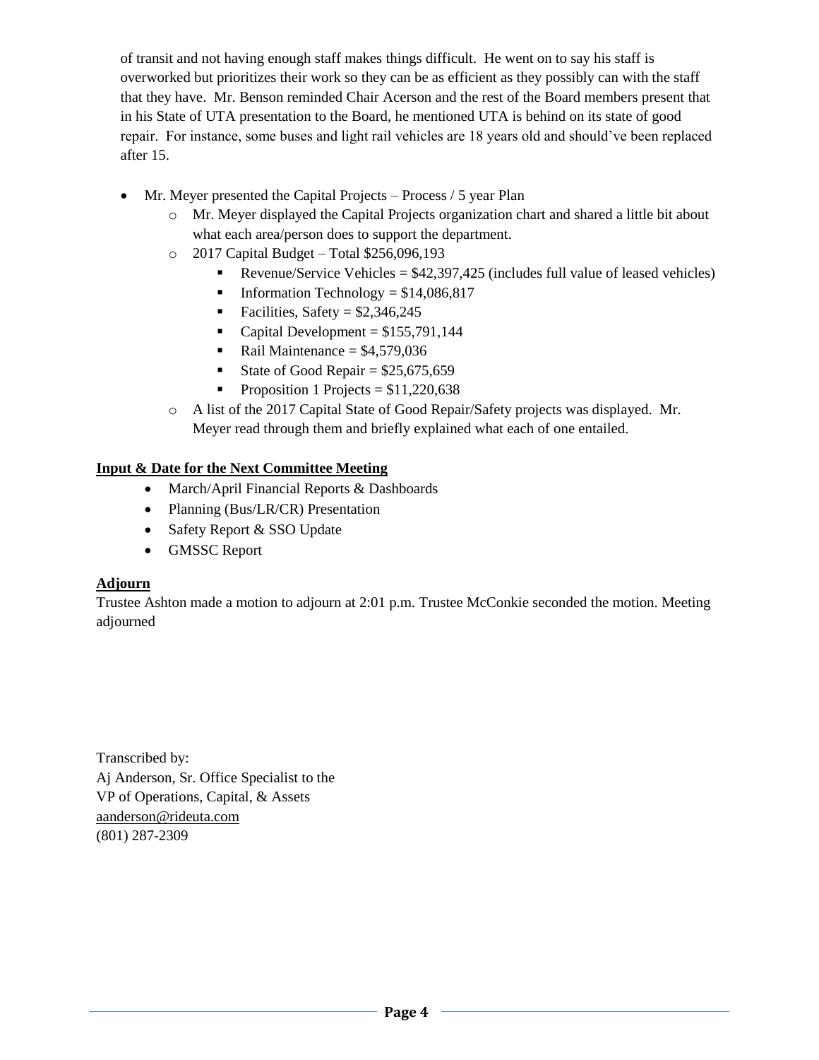of transit and not having enough staff makes things difficult. He went on to say his staff is overworked but prioritizes their work so they can be as efficient as they possibly can with the staff that they have. Mr. Benson reminded Chair Acerson and the rest of the Board members present that in his State of UTA presentation to the Board, he mentioned UTA is behind on its state of good repair. For instance, some buses and light rail vehicles are 18 years old and should've been replaced after 15.

- Mr. Meyer presented the Capital Projects – Process / 5 year Plan
  - Mr. Meyer displayed the Capital Projects organization chart and shared a little bit about what each area/person does to support the department.
  - 2017 Capital Budget – Total $256,096,193
    - Revenue/Service Vehicles = $42,397,425 (includes full value of leased vehicles)
    - Information Technology = $14,086,817
    - Facilities, Safety = $2,346,245
    - Capital Development = $155,791,144
    - Rail Maintenance = $4,579,036
    - State of Good Repair = $25,675,659
    - Proposition 1 Projects = $11,220,638
  - A list of the 2017 Capital State of Good Repair/Safety projects was displayed. Mr. Meyer read through them and briefly explained what each of one entailed.

**Input & Date for the Next Committee Meeting**

- March/April Financial Reports & Dashboards
- Planning (Bus/LR/CR) Presentation
- Safety Report & SSO Update
- GMSSC Report

**Adjourn**

Trustee Ashton made a motion to adjourn at 2:01 p.m. Trustee McConkie seconded the motion. Meeting adjourned

Transcribed by:
Aj Anderson, Sr. Office Specialist to the
VP of Operations, Capital, & Assets
aanderson@rideuta.com
(801) 287-2309